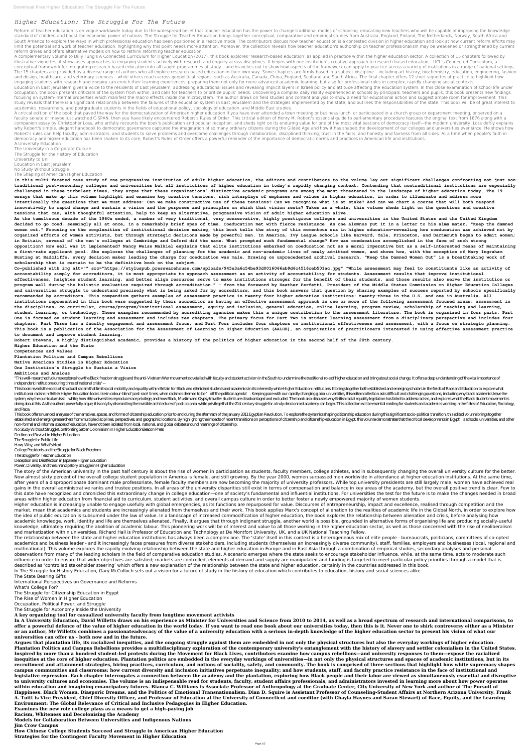# Higher Education: The Struggle For The Future

Reform of teacher education is en vogue worldwide today due to the widespread belief that teacher education has the power to change traditional modes of schooling, educating new teachers who will be capable of improving the knowledge standard of children and boost the economic power of nations. The Struggle for Teacher Education brings together conceptual, comparative and empirical studies from Australia, England, Finland, The Netherlands, Norway, South Africa and South America to explore the ways in which professional education has been positioned in a reactive mode. The contributors discuss how teacher education is a contested division in higher education and look at how current reform efforts may limit the potential and work of teacher education, highlighting why this point needs more attention. Moreover, the collection reveals how teacher education's authorship on teacher professionalism may be weakened or strengthened by current reform drives and offers alternative models on how to rethink reforming teacher education.

A complementary volume to Dilly Fung's A Connected Curriculum for Higher Education (2017), this book explores 'research-based education' as applied in practice within the higher education sector. A collection of 15 chapters followed by illustrative vignettes, it showcases approaches to engaging students actively with research and enquiry across disciplines. It begins with one institution's creative approach to research-based education – UCL's Connected Curriculum, a conceptual framework for integrating research-based education into all taught programmes of study – and branches out to show how aspects of the framework can apply to practice across a variety of institutions in a range of national settings. The 15 chapters are provided by a diverse range of authors who all explore research-based education in their own way. Some chapters are firmly based in a subject-discipline – including art history, biochemistry, education, engineering, fashion and design, healthcare, and veterinary sciences – while others reach across geopolitical regions, such as Australia, Canada, China, England, Scotland and South Africa. The final chapter offers 12 short vignettes of practice to highlight how engaging students with research and enquiry can enrich their learning experiences, preparing them not only for more advanced academic learning, but also for professional roles in complex, rapidly changing social contexts.

Education in East Jerusalem gives a voice to the residents of East Jerusalem, addressing educational issues and revealing implicit layers in Israeli policy and attitude affecting the education system. In this close examination of school life under occupation, the book presents criticism of the system from within, and calls for teachers to prioritize pupils' needs. Uncovering a complex daily reality experienced in schools by principals, teachers and pupils, this book presents new findings, focusing on system-internal properties which manifest the macro effects inside the microsystem. The author draws on field studies and content analysis to show a need for educational action and suggest ample room for improvement. This study reveals that there is a significant relationship between the failures of the education system in East Jerusalem and the strategies implemented by the state, and outlines the responsibilities of the state. This book will be of great interest to academics, researchers, and postgraduate students in the fields of educational policy, sociology of education, and Middle East studies.

A critical edition of the book that paved the way for the democratization of American higher education If you have ever attended a town meeting or business lunch, or participated in a church group or department meeting, or served on a faculty senate or maybe just watched C-SPAN, then you have likely encountered Robert's Rules of Order. This critical edition of Henry M. Robert's essential guide to parliamentary procedure features the original text from 1876 along with a companion essay by Christopher Loss, who artfully recounts the book's publication and popular reception, and sheds light on its enduring value for one of the most vital bastions of democracy itself—the modern university. Loss deftly explains why Robert's simple, elegant handbook to democratic governance captured the imagination of so many ordinary citizens during the Gilded Age and how it has shaped the development of our colleges and universities ever since. He shows how Robert's rules can help faculty, administrators, and students to solve problems and overcome challenges through collaboration, disciplined thinking, trust in the facts, and honesty and fairness from all sides. At a time when people's faith in democracy and higher education has been shaken to its core, Robert's Rules of Order offers a powerful reminder of the importance of democratic norms and practices in American life and institutions.

A University Education
The University in a Corporate Culture
The Struggle for the History of Education
University to Uni
Education in East Jerusalem
No Study Without Struggle
The Shaping of American Higher Education

**In this multi-faceted case study of one progressive institution of adult higher education, the editors and contributors to the volume lay out significant challenges confronting not just non-traditional post-secondary colleges and universities but all institutions of higher education in today's rapidly changing context. Contending that nontraditional institutions are especially challenged in these turbulent times, they argue that these organizations' distinctive academic programs are among the most threatened in the landscape of higher education today. The 19 essays that make up this volume highlight and examine key creative tensions, rich interplays of emphases and values in higher education, in order to illuminate and address more intentionally the questions that we must address: Can we make constructive use of these tensions? Can we recognize what is at stake? And can we chart a course that will both respond innovatively to rapid change and sustain a vision and the purposes and principles on which that vision rests? Taken as a whole, this volume sheds light on the questions and creative tensions that can, with thoughtful attention, help to keep an alternative, progressive vision of adult higher education alive.**

**As the tumultuous decade of the 1960s ended, a number of very traditional, very conservative, highly prestigious colleges and universities in the United States and the United Kingdom decided to go coed, seemingly all at once, in a remarkably brief span of time. Coeducation met with fierce resistance. As one alumnus put it in a letter to his alma mater, "Keep the damned women out." Focusing on the complexities of institutional decision making, this book tells the story of this momentous era in higher education—revealing how coeducation was achieved not by organized efforts of women activists, but through strategic decisions made by powerful men. In America, Ivy League schools like Harvard, Yale, Princeton, and Dartmouth began to admit women; in Britain, several of the men's colleges at Cambridge and Oxford did the same. What prompted such fundamental change? How was coeducation accomplished in the face of such strong opposition? How well was it implemented? Nancy Weiss Malkiel explains that elite institutions embarked on coeducation not as a moral imperative but as a self-interested means of maintaining a first-rate applicant pool. She explores the challenges of planning for the academic and non-academic lives of newly admitted women, and shows how, with the exception of Mary Ingraham Bunting at Radcliffe, every decision maker leading the charge for coeducation was male. Drawing on unprecedented archival research, "Keep the Damned Women Out" is a breathtaking work of scholarship that is certain to be the definitive book on the subject.**

**Co-published with img alt="" src="https://styluspub.presswarehouse.com/uploads/945e3a6c54be93d0016066ab9d6c4516ceb501ac.jpg" "While assessment may feel to constituents like an activity of accountability simply for accreditors, it is most appropriate to approach assessment as an activity of accountability for students. Assessment results that improve institutional effectiveness, heighten student learning, and better align resources serve to make institutions stronger for the benefit of their students, and those results also serve the institution or program well during the holistic evaluation required through accreditation." – from the foreword by Heather Perfetti, President of the Middle States Commission on Higher Education Colleges and universities struggle to understand precisely what is being asked for by accreditors, and this book answers that question by sharing examples of success reported by schools specifically recommended by accreditors. This compendium gathers examples of assessment practice in twenty-four higher education institutions: twenty-three in the U.S. and one in Australia. All institutions represented in this book were suggested by their accreditor as having an effective assessment approach in one or more of the following assessment focused areas: assessment in the disciplines, co-curricular, course/program/institutional assessment, equity and inclusion, general education, online learning, program review, scholarship of teaching and learning, student learning, or technology. These examples recommended by accrediting agencies makes this a unique contribution to the assessment literature. The book is organized in four parts. Part One is focused on student learning and assessment and includes ten chapters. The primary focus for Part Two is student learning assessment from a disciplinary perspective and includes four chapters. Part Three has a faculty engagement and assessment focus, and Part Four includes four chapters on institutional effectiveness and assessment, with a focus on strategic planning. This book is a publication of the Association for the Assessment of Learning in Higher Education (AALHE), an organization of practitioners interested in using effective assessment practice to document and improve student learning.**

**Robert Stevens, a highly distinguished academic, provides a history of the politics of higher education in the second half of the 20th century.**

**Higher Education and the State**
**Competences and Values**
**Plantation Politics and Campus Rebellions**
**Native American Studies in Higher Education**
**One Institution's Struggle to Sustain a Vision**
**Ambitious and Anxious**

"This well-researched volume explores how the Black freedom struggle and the anti-Vietnam War movement dovetailed with faculty and student activism in the South to undermine the traditional role of higher education and bring about social change. It offers a deep understanding of the vital importance of independent institutions during times of national crisis"--

This book reveals the roots of structural racism that limit social mobility and equality within Britain for Black and ethnicised students and academics in its inherently white Higher Education institutions. It brings together both established and emerging scholars in the fields of Race and Education to explore what institutional racism in British Higher Education looks like in colour-blind 'post-race' times, when racism is deemed to be 'off the political agenda'. Keeping pace with our rapidly changing global universities, this edited collection asks difficult and challenging questions, including why black academics leave the system; why the curriculum is still white; how elite universities reproduce race privilege; and how Black, Muslim and Gypsy traveller students are disadvantaged and excluded. The book also discusses why British racial equality legislation has failed to address racism, and explores what the Black student movement is doing about this. As the authors powerfully argue, it is only by dismantling the invisible architecture of post-colonial white privilege that the 21st century struggle for a truly decolonised academy can begin. This collection will be essential reading for students and academics working in the fields of Education, Sociology, and Race.

This book offers nuanced analyses of the narratives, spaces, and forms of citizenship education prior to and during the aftermath of the January 2011 Egyptian Revolution. To explore the dynamics shaping citizenship education during this significant socio-political transition, this edited volume brings together established and emerging researchers from multiple disciplines, perspectives, and geographic locations. By highlighting the impacts of recent transitions on perceptions of citizenship and citizenship education in Egypt, this volume demonstrates that the critical developments in Egypt's schools, universities, and other non-formal and informal spaces of education, have not been isolated from local, national, and global debates around meanings of citizenship.

No Study Without StruggleConfronting Settler Colonialism in Higher EducationBeacon Press
Decline and Revival in Higher Education
The Struggle for Public Life
How, Why, and What's Next
College Presidents and the Struggle for Black Freedom
The Struggle for Teacher Education
Deception and Disaffection in Japanese Higher Education
Power, Diversity, and the Emancipatory Struggle in Higher Education

The story of the American university in the past half century is about the rise of women in participation as students, faculty members, college athletes, and in subsequently changing the overall university culture for the better. Now almost sixty percent of the overall college student population in America is female, and still growing. By the year 2000, women surpassed men worldwide in attendance at higher education institutions. At the same time, after years of a disproportionate dominant male professoriate, female faculty members are now becoming the majority of university professors. While top university presidents are still largely male, women have achieved real gains in the overall administrative ranks and trustee positions. In all areas of the university disparities still exist in terms of compensation and balance in key areas of the academy, but the overall positive trend is clear. Few to this date have recognized and chronicled this extraordinary change in college education—one of society's fundamental and influential institutions. For universities the test for the future is to make the changes needed in broad areas within higher education from financial aid to curriculum, student activities, and overall campus culture in order to better foster a newly empowered majority of women students.

Higher education is increasingly unable to engage usefully with global emergencies, as its functions are repurposed for value. Discourses of entrepreneurship, impact and excellence, realised through competition and the market, mean that academics and students are increasingly alienated from themselves and their work. This book applies Marx's concept of alienation to the realities of academic life in the Global North, in order to explore how the idea of public education is subsumed under the law of value. In a landscape of increased commodification of higher education, the book explores the relationship between alienation and crisis, before analysing how academic knowledge, work, identity and life are themselves alienated. Finally, it argues that through indignant struggle, another world is possible, grounded in alternative forms of organising life and producing socially-useful knowledge, ultimately requiring the abolition of academic labour. This pioneering work will be of interest and value to all those working in the higher education sector, as well as those concerned with the rise of neoliberalism and marketization within universities. Richard Hall is Professor of Education and Technology at De Montfort University, UK, and a UK National Teaching Fellow.

The relationship between the state and higher education institutions has always been a complex one. The 'state' itself in this context is a heterogeneous mix of elite people - bureaucrats, politicians, committees of co-opted academics and business leader - and it increasingly faces pressures from diverse stakeholders, including students (themselves an increasingly diverse community), staff, families, employers and businesses (local, regional and multinational). This volume explores the rapidly evolving relationship between the state and higher education in Europe and in East Asia through a combination of empirical studies, secondary analyses and personal observations from many of the leading scholars in the field of comparative education studies. A scenario emerges where the state seeks to encourage stakeholder influence, while, at the same time, acts to moderate such influence in order to ensure that wider objectives are satisfied; markets are controlled, elements of demand and supply are manipulated and funding is targeted to meet particular policy priorities through a model that is described as 'controlled stakeholder steering' which offers a new explanation of the relationship between the state and higher education, certainly in the countries addressed in this book.

In The Struggle for History Education, Gary McCulloch sets out a vision for a future of study in the history of education which contributes to education, history and social sciences alike.

The State Bearing Gifts
International Perspectives on Governance and Reforms
What's College For?
The Struggle for Citizenship Education in Egypt
The Rise of Women in Higher Education
Occupation, Political Power, and Struggle
The Struggle for Autonomy Inside the University

**A key organizing tool for casualized university faculty from longtime movement activists**

**In A University Education, David Willetts draws on his experience as Minister for Universities and Science from 2010 to 2014, as well as a broad spectrum of research and international comparisons, to offer a powerful defence of the value of higher education in the world today. If you want to read one book about our universities today, then this is it. Never one to shirk controversy either as a Minister or an author, Mr Willetts combines a passionateadvocacy of the value of a university education with a serious in-depth knowledge of the higher education sector to present his vision of what our universities can offer us - both now and in the future.**

**Argues that plantation life, its racialized inequities, and the ongoing struggle against them are embedded in not only the physical structures but also the everyday workings of higher education. Plantation Politics and Campus Rebellions provides a multidisciplinary exploration of the contemporary university's entanglement with the history of slavery and settler colonialism in the United States. Inspired by more than a hundred student-led protests during the Movement for Black Lives, contributors examine how campus rebellions—and university responses to them—expose the racialized inequities at the core of higher education. Plantation politics are embedded in the everyday workings of universities—in not only the physical structures and spaces of academic institutions, but in its recruitment and attainment strategies, hiring practices, curriculum, and notions of sociality, safety, and community. The book is comprised of three sections that highlight how white supremacy shapes campus communities and classrooms; how current diversity and inclusion initiatives perpetuate inequality; and how students, staff, and faculty practice resistance in the face of institutional and legislative repression. Each chapter interrogates a connection between the academy and the plantation, exploring how Black people and their labor are viewed as simultaneously essential and disruptive to university cultures and economies. The volume is an indispensable read for students, faculty, student affairs professionals, and administrators invested in learning more about how power operates within education and imagining emancipatory futures. Bianca C. Williams is Associate Professor of Anthropology at the Graduate Center, City University of New York and author of The Pursuit of Happiness: Black Women, Diasporic Dreams, and the Politics of Emotional Transnationalism. Dian D. Squire is Assistant Professor of Counseling-Student Affairs at Northern Arizona University. Frank A. Tuitt is Vice President, Chief Diversity Officer, and Professor of Education at the University of Connecticut and coeditor (with Chayla Haynes and Saran Stewart) of Race, Equity, and the Learning Environment: The Global Relevance of Critical and Inclusive Pedagogies in Higher Education.**

**Examines the new role college plays as a means to get a high-paying job**
**Racism, Whiteness and Decolonising the Academy**
**Models for Collaboration Between Universities and Indigenous Nations**
**Jim Crow Campus**
**How Chinese College Students Succeed and Struggle in American Higher Education**
**Strategies for the Contingent Faculty Movement in Higher Education**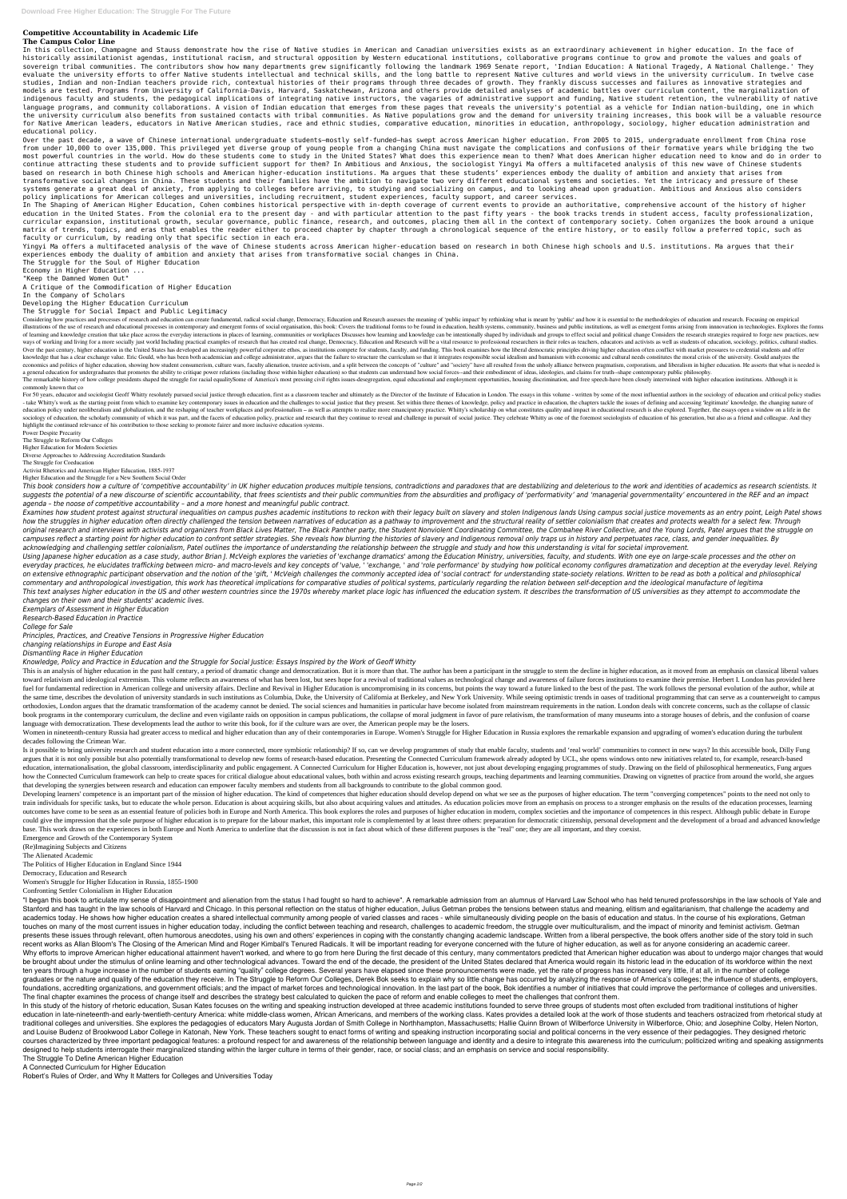# Competitive Accountability in Academic Life

## The Campus Color Line

In this collection, Champagne and Stauss demonstrate how the rise of Native studies in American and Canadian universities exists as an extraordinary achievement in higher education. In the face of historically assimilationist agendas, institutional racism, and structural opposition by Western educational institutions, collaborative programs continue to grow and promote the values and goals of sovereign tribal communities. The contributors show how many departments grew significantly following the landmark 1969 Senate report, 'Indian Education: A National Tragedy, A National Challenge.' They evaluate the university efforts to offer Native students intellectual and technical skills, and the long battle to represent Native cultures and world views in the university curriculum. In twelve case studies, Indian and non-Indian teachers provide rich, contextual histories of their programs through three decades of growth. They frankly discuss successes and failures as innovative strategies and models are tested. Programs from University of California-Davis, Harvard, Saskatchewan, Arizona and others provide detailed analyses of academic battles over curriculum content, the marginalization of indigenous faculty and students, the pedagogical implications of integrating native instructors, the vagaries of administrative support and funding, Native student retention, the vulnerability of native language programs, and community collaborations. A vision of Indian education that emerges from these pages that reveals the university's potential as a vehicle for Indian nation-building, one in which the university curriculum also benefits from sustained contacts with tribal communities. As Native populations grow and the demand for university training increases, this book will be a valuable resource for Native American leaders, educators in Native American studies, race and ethnic studies, comparative education, minorities in education, anthropology, sociology, higher education administration and educational policy.

Over the past decade, a wave of Chinese international undergraduate students—mostly self-funded—has swept across American higher education. From 2005 to 2015, undergraduate enrollment from China rose from under 10,000 to over 135,000. This privileged yet diverse group of young people from a changing China must navigate the complications and confusions of their formative years while bridging the two most powerful countries in the world. How do these students come to study in the United States? What does this experience mean to them? What does American higher education need to know and do in order to continue attracting these students and to provide sufficient support for them? In Ambitious and Anxious, the sociologist Yingyi Ma offers a multifaceted analysis of this new wave of Chinese students based on research in both Chinese high schools and American higher-education institutions. Ma argues that these students' experiences embody the duality of ambition and anxiety that arises from transformative social changes in China. These students and their families have the ambition to navigate two very different educational systems and societies. Yet the intricacy and pressure of these systems generate a great deal of anxiety, from applying to colleges before arriving, to studying and socializing on campus, and to looking ahead upon graduation. Ambitious and Anxious also considers policy implications for American colleges and universities, including recruitment, student experiences, faculty support, and career services.

In The Shaping of American Higher Education, Cohen combines historical perspective with in-depth coverage of current events to provide an authoritative, comprehensive account of the history of higher education in the United States. From the colonial era to the present day - and with particular attention to the past fifty years - the book tracks trends in student access, faculty professionalization, curricular expansion, institutional growth, secular governance, public finance, research, and outcomes, placing them all in the context of contemporary society. Cohen organizes the book around a unique matrix of trends, topics, and eras that enables the reader either to proceed chapter by chapter through a chronological sequence of the entire history, or to easily follow a preferred topic, such as faculty or curriculum, by reading only that specific section in each era.

Yingyi Ma offers a multifaceted analysis of the wave of Chinese students across American higher-education based on research in both Chinese high schools and U.S. institutions. Ma argues that their experiences embody the duality of ambition and anxiety that arises from transformative social changes in China.

The Struggle for the Soul of Higher Education

Economy in Higher Education ...

"Keep the Damned Women Out"

A Critique of the Commodification of Higher Education

In the Company of Scholars

Developing the Higher Education Curriculum

The Struggle for Social Impact and Public Legitimacy

Considering how practices and processes of research and education can create fundamental, radical social change, Democracy, Education and Research assesses the meaning of 'public impact' by rethinking what is meant by 'public' and how it is essential to the methodologies of education and research. Focusing on empirical illustrations of the use of research and educational processes in contemporary and emergent forms of social organisation, this book: Covers the traditional forms to be found in education, health systems, community, business and public institutions, as well as emergent forms arising from innovation in technologies. Explores the forms of learning and knowledge creation that take place across the everyday interactions in places of learning, communities or workplaces Discusses how learning and knowledge can be intentionally shaped by individuals and groups to effect social and political change Considers the research strategies required to forge new practices, new ways of working and living for a more socially just world Including practical examples of research that has created real change, Democracy, Education and Research will be a vital resource to professional researchers in their roles as teachers, educators and activists as well as students of education, sociology, politics, cultural studies.

Over the past century, higher education in the United States has developed an increasingly powerful corporate ethos, as institutions compete for students, faculty, and funding. This book examines how the liberal democratic principles driving higher education often conflict with market pressures to credential students and offer knowledge that has a clear exchange value. Eric Gould, who has been both academician and college administrator, argues that the failure to structure the curriculum so that it integrates responsible social idealism and humanism with economic and cultural needs constitutes the moral crisis of the university. Gould analyzes the economics and politics of higher education, showing how student consumerism, culture wars, faculty alienation, trustee activism, and a split between the concepts of "culture" and "society" have all resulted from the unholy alliance between pragmatism, corporatism, and liberalism in higher education. He asserts that what is needed is a general education for undergraduates that promotes the ability to critique power relations (including those within higher education) so that students can understand how social forces--and their embodiment of ideas, ideologies, and claims for truth--shape contemporary public philosophy.

The remarkable history of how college presidents shaped the struggle for racial equalitySome of America's most pressing civil rights issues-desegregation, equal educational and employment opportunities, housing discrimination, and free speech-have been closely intertwined with higher education institutions. Although it is commonly known that co

For 50 years, educator and sociologist Geoff Whitty resolutely pursued social justice through education, first as a classroom teacher and ultimately as the Director of the Institute of Education in London. The essays in this volume - written by some of the most influential authors in the sociology of education and critical policy studies - take Whitty's work as the starting point from which to examine key contemporary issues in education and the challenges to social justice that they present. Set within three themes of knowledge, policy and practice in education, the chapters tackle the issues of defining and accessing 'legitimate' knowledge, the changing nature of education policy under neoliberalism and globalization, and the reshaping of teacher workplaces and professionalism – as well as attempts to realize more emancipatory practice. Whitty's scholarship on what constitutes quality and impact in educational research is also explored. Together, the essays open a window on a life in the sociology of education, the scholarly community of which it was part, and the facets of education policy, practice and research that they continue to reveal and challenge in pursuit of social justice. They celebrate Whitty as one of the foremost sociologists of education of his generation, but also as a friend and colleague. And they highlight the continued relevance of his contribution to those seeking to promote fairer and more inclusive education systems.

Power Despite Precarity

The Struggle to Reform Our Colleges

Higher Education in Modern Societies

Diverse Approaches to Addressing Accreditation Standards

The Struggle for Coeducation

Activist Rhetorics and American Higher Education, 1885-1937

Higher Education and the Struggle for a New Southern Social Order

*This book considers how a culture of 'competitive accountability' in UK higher education produces multiple tensions, contradictions and paradoxes that are destabilizing and deleterious to the work and identities of academics as research scientists. It suggests the potential of a new discourse of scientific accountability, that frees scientists and their public communities from the absurdities and profligacy of 'performativity' and 'managerial governmentality' encountered in the REF and an impact agenda – the noose of competitive accountability – and a more honest and meaningful public contract.*

*Examines how student protest against structural inequalities on campus pushes academic institutions to reckon with their legacy built on slavery and stolen Indigenous lands Using campus social justice movements as an entry point, Leigh Patel shows how the struggles in higher education often directly challenged the tension between narratives of education as a pathway to improvement and the structural reality of settler colonialism that creates and protects wealth for a select few. Through original research and interviews with activists and organizers from Black Lives Matter, The Black Panther party, the Student Nonviolent Coordinating Committee, the Combahee River Collective, and the Young Lords, Patel argues that the struggle on campuses reflect a starting point for higher education to confront settler strategies. She reveals how blurring the histories of slavery and Indigenous removal only traps us in history and perpetuates race, class, and gender inequalities. By acknowledging and challenging settler colonialism, Patel outlines the importance of understanding the relationship between the struggle and study and how this understanding is vital for societal improvement.*

*Using Japanese higher education as a case study, author Brian J. McVeigh explores the varieties of 'exchange dramatics' among the Education Ministry, universities, faculty, and students. With one eye on large-scale processes and the other on everyday practices, he elucidates trafficking between micro- and macro-levels and key concepts of 'value,' 'exchange,' and 'role performance' by studying how political economy configures dramatization and deception at the everyday level. Relying on extensive ethnographic participant observation and the notion of the 'gift,' McVeigh challenges the commonly accepted idea of 'social contract' for understanding state-society relations. Written to be read as both a political and philosophical commentary and anthropological investigation, this work has theoretical implications for comparative studies of political systems, particularly regarding the relation between self-deception and the ideological manufacture of legitima*

*This text analyses higher education in the US and other western countries since the 1970s whereby market place logic has influenced the education system. It describes the transformation of US universities as they attempt to accommodate the changes on their own and their students' academic lives.*

*Exemplars of Assessment in Higher Education*

*Research-Based Education in Practice*

*College for Sale*

*Principles, Practices, and Creative Tensions in Progressive Higher Education*

*changing relationships in Europe and East Asia*

*Dismantling Race in Higher Education*

*Knowledge, Policy and Practice in Education and the Struggle for Social Justice: Essays Inspired by the Work of Geoff Whitty*

This is an analysis of higher education in the past half century, a period of dramatic change and democratization. But it is more than that. The author has been a participant in the struggle to stem the decline in higher education, as it moved from an emphasis on classical liberal values toward relativism and ideological extremism. This volume reflects an awareness of what has been lost, but sees hope for a revival of traditional values as technological change and awareness of failure forces institutions to examine their premise. Herbert I. London has provided here fuel for fundamental redirection in American college and university affairs. Decline and Revival in Higher Education is uncompromising in its concerns, but points the way toward a future linked to the best of the past. The work follows the personal evolution of the author, while at the same time, describes the devolution of university standards in such institutions as Columbia, Duke, the University of California at Berkeley, and New York University. While seeing optimistic trends in oases of traditional programming that can serve as a counterweight to campus orthodoxies, London argues that the dramatic transformation of the academy cannot be denied. The social sciences and humanities in particular have become isolated from mainstream requirements in the nation. London deals with concrete concerns, such as the collapse of classic book programs in the contemporary curriculum, the decline and even vigilante raids on opposition in campus publications, the collapse of moral judgment in favor of pure relativism, the transformation of many museums into a storage houses of debris, and the confusion of coarse language with democratization. These developments lead the author to write this book, for if the culture wars are over, the American people may be the losers.

Women in nineteenth-century Russia had greater access to medical and higher education than any of their contemporaries in Europe. Women's Struggle for Higher Education in Russia explores the remarkable expansion and upgrading of women's education during the turbulent decades following the Crimean War.

Is it possible to bring university research and student education into a more connected, more symbiotic relationship? If so, can we develop programmes of study that enable faculty, students and 'real world' communities to connect in new ways? In this accessible book, Dilly Fung argues that it is not only possible but also potentially transformational to develop new forms of research-based education. Presenting the Connected Curriculum framework already adopted by UCL, she opens windows onto new initiatives related to, for example, research-based education, internationalisation, the global classroom, interdisciplinarity and public engagement. A Connected Curriculum for Higher Education is, however, not just about developing engaging programmes of study. Drawing on the field of philosophical hermeneutics, Fung argues how the Connected Curriculum framework can help to create spaces for critical dialogue about educational values, both within and across existing research groups, teaching departments and learning communities. Drawing on vignettes of practice from around the world, she argues that developing the synergies between research and education can empower faculty members and students from all backgrounds to contribute to the global common good.

Developing learners' competence is an important part of the mission of higher education. The kind of competences that higher education should develop depend on what we see as the purposes of higher education. The term "converging competences" points to the need not only to train individuals for specific tasks, but to educate the whole person. Education is about acquiring skills, but also about acquiring values and attitudes. As education policies move from an emphasis on process to a stronger emphasis on the results of the education processes, learning outcomes have come to be seen as an essential feature of policies both in Europe and North America. This book explores the roles and purposes of higher education in modern, complex societies and the importance of competences in this respect. Although public debate in Europe could give the impression that the sole purpose of higher education is to prepare for the labour market, this important role is complemented by at least three others: preparation for democratic citizenship, personal development and the development of a broad and advanced knowledge base. This work draws on the experiences in both Europe and North America to underline that the discussion is not in fact about which of these different purposes is the "real" one; they are all important, and they coexist.

Emergence and Growth of the Contemporary System

(Re)Imagining Subjects and Citizens

The Alienated Academic

The Politics of Higher Education in England Since 1944

Democracy, Education and Research

Women's Struggle for Higher Education in Russia, 1855-1900

Confronting Settler Colonialism in Higher Education

"I began this book to articulate my sense of disappointment and alienation from the status I had fought so hard to achieve". A remarkable admission from an alumnus of Harvard Law School who has held tenured professorships in the law schools of Yale and Stanford and has taught in the law schools of Harvard and Chicago. In this personal reflection on the status of higher education, Julius Getman probes the tensions between status and meaning, elitism and egalitarianism, that challenge the academy and academics today. He shows how higher education creates a shared intellectual community among people of varied classes and races - while simultaneously dividing people on the basis of education and status. In the course of his explorations, Getman touches on many of the most current issues in higher education today, including the conflict between teaching and research, challenges to academic freedom, the struggle over multiculturalism, and the impact of minority and feminist activism. Getman presents these issues through relevant, often humorous anecdotes, using his own and others' experiences in coping with the constantly changing academic landscape. Written from a liberal perspective, the book offers another side of the story told in such recent works as Allan Bloom's The Closing of the American Mind and Roger Kimball's Tenured Radicals. It will be important reading for everyone concerned with the future of higher education, as well as for anyone considering an academic career.

Why efforts to improve American higher educational attainment haven't worked, and where to go from here During the first decade of this century, many commentators predicted that American higher education was about to undergo major changes that would be brought about under the stimulus of online learning and other technological advances. Toward the end of the decade, the president of the United States declared that America would regain its historic lead in the education of its workforce within the next ten years through a huge increase in the number of students earning "quality" college degrees. Several years have elapsed since these pronouncements were made, yet the rate of progress has increased very little, if at all, in the number of college graduates or the nature and quality of the education they receive. In The Struggle to Reform Our Colleges, Derek Bok seeks to explain why so little change has occurred by analyzing the response of America's colleges; the influence of students, employers, foundations, accrediting organizations, and government officials; and the impact of market forces and technological innovation. In the last part of the book, Bok identifies a number of initiatives that could improve the performance of colleges and universities. The final chapter examines the process of change itself and describes the strategy best calculated to quicken the pace of reform and enable colleges to meet the challenges that confront them.

In this study of the history of rhetoric education, Susan Kates focuses on the writing and speaking instruction developed at three academic institutions founded to serve three groups of students most often excluded from traditional institutions of higher education in late-nineteenth-and early-twentieth-century America: white middle-class women, African Americans, and members of the working class. Kates provides a detailed look at the work of those students and teachers ostracized from rhetorical study at traditional colleges and universities. She explores the pedagogies of educators Mary Augusta Jordan of Smith College in Northhampton, Massachusetts; Hallie Quinn Brown of Wilberforce University in Wilberforce, Ohio; and Josephine Colby, Helen Norton, and Louise Budenz of Brookwood Labor College in Katonah, New York. These teachers sought to enact forms of writing and speaking instruction incorporating social and political concerns in the very essence of their pedagogies. They designed rhetoric courses characterized by three important pedagogical features: a profound respect for and awareness of the relationship between language and identity and a desire to integrate this awareness into the curriculum; politicized writing and speaking assignments designed to help students interrogate their marginalized standing within the larger culture in terms of their gender, race, or social class; and an emphasis on service and social responsibility.

The Struggle To Define American Higher Education

A Connected Curriculum for Higher Education

Robert's Rules of Order, and Why It Matters for Colleges and Universities Today